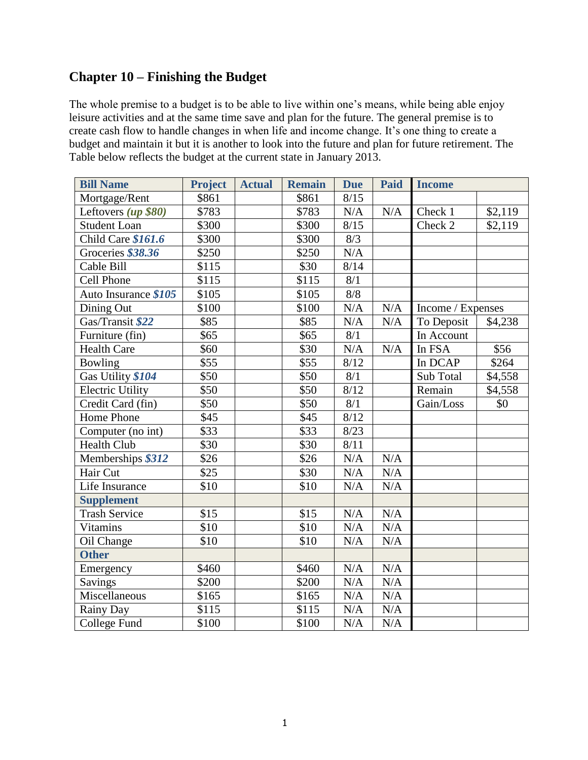# Chapter 10 – Finishing the Budget

The whole premise to a budget is to be able to live within one's means, while being able enjoy leisure activities and at the same time save and plan for the future. The general premise is to create cash flow to handle changes in when life and income change. It's one thing to create a budget and maintain it but it is another to look into the future and plan for future retirement. The Table below reflects the budget at the current state in January 2013.

| Bill Name | Project | Actual | Remain | Due | Paid | Income | |
|---|---|---|---|---|---|---|---|
| Mortgage/Rent | $861 | | $861 | 8/15 | | | |
| Leftovers ***(up $80)*** | $783 | | $783 | N/A | N/A | Check 1 | $2,119 |
| Student Loan | $300 | | $300 | 8/15 | | Check 2 | $2,119 |
| Child Care ***$161.6*** | $300 | | $300 | 8/3 | | | |
| Groceries ***$38.36*** | $250 | | $250 | N/A | | | |
| Cable Bill | $115 | | $30 | 8/14 | | | |
| Cell Phone | $115 | | $115 | 8/1 | | | |
| Auto Insurance ***$105*** | $105 | | $105 | 8/8 | | | |
| Dining Out | $100 | | $100 | N/A | N/A | Income / Expenses | |
| Gas/Transit ***$22*** | $85 | | $85 | N/A | N/A | To Deposit | $4,238 |
| Furniture (fin) | $65 | | $65 | 8/1 | | In Account | |
| Health Care | $60 | | $30 | N/A | N/A | In FSA | $56 |
| Bowling | $55 | | $55 | 8/12 | | In DCAP | $264 |
| Gas Utility ***$104*** | $50 | | $50 | 8/1 | | Sub Total | $4,558 |
| Electric Utility | $50 | | $50 | 8/12 | | Remain | $4,558 |
| Credit Card (fin) | $50 | | $50 | 8/1 | | Gain/Loss | $0 |
| Home Phone | $45 | | $45 | 8/12 | | | |
| Computer (no int) | $33 | | $33 | 8/23 | | | |
| Health Club | $30 | | $30 | 8/11 | | | |
| Memberships ***$312*** | $26 | | $26 | N/A | N/A | | |
| Hair Cut | $25 | | $30 | N/A | N/A | | |
| Life Insurance | $10 | | $10 | N/A | N/A | | |
| **Supplement** | | | | | | | |
| Trash Service | $15 | | $15 | N/A | N/A | | |
| Vitamins | $10 | | $10 | N/A | N/A | | |
| Oil Change | $10 | | $10 | N/A | N/A | | |
| **Other** | | | | | | | |
| Emergency | $460 | | $460 | N/A | N/A | | |
| Savings | $200 | | $200 | N/A | N/A | | |
| Miscellaneous | $165 | | $165 | N/A | N/A | | |
| Rainy Day | $115 | | $115 | N/A | N/A | | |
| College Fund | $100 | | $100 | N/A | N/A | | |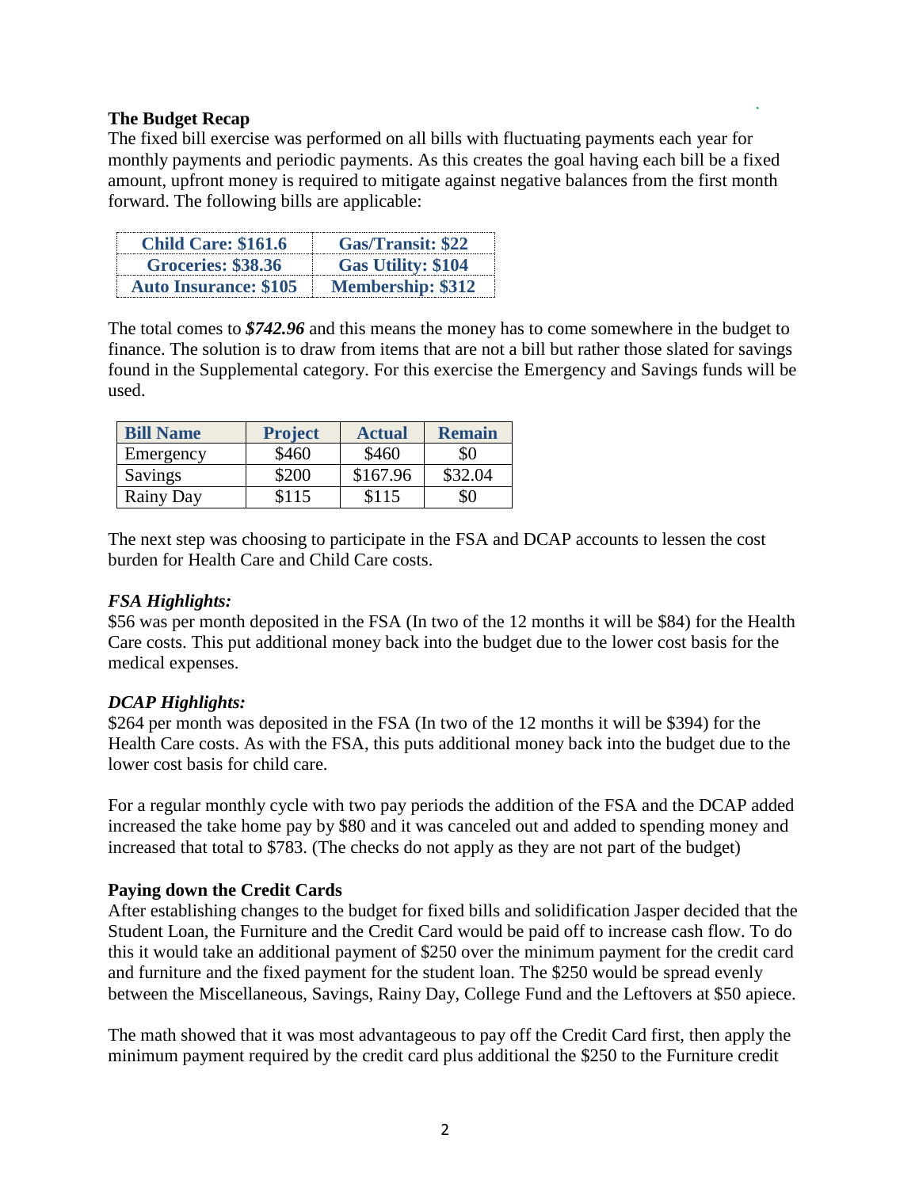### The Budget Recap

The fixed bill exercise was performed on all bills with fluctuating payments each year for monthly payments and periodic payments. As this creates the goal having each bill be a fixed amount, upfront money is required to mitigate against negative balances from the first month forward. The following bills are applicable:

| | |
|---|---|
| **Child Care: $161.6** | **Gas/Transit: $22** |
| **Groceries: $38.36** | **Gas Utility: $104** |
| **Auto Insurance: $105** | **Membership: $312** |

The total comes to ***$742.96*** and this means the money has to come somewhere in the budget to finance. The solution is to draw from items that are not a bill but rather those slated for savings found in the Supplemental category. For this exercise the Emergency and Savings funds will be used.

| Bill Name | Project | Actual | Remain |
|---|---|---|---|
| Emergency | $460 | $460 | $0 |
| Savings | $200 | $167.96 | $32.04 |
| Rainy Day | $115 | $115 | $0 |

The next step was choosing to participate in the FSA and DCAP accounts to lessen the cost burden for Health Care and Child Care costs.

#### *FSA Highlights:*

$56 was per month deposited in the FSA (In two of the 12 months it will be $84) for the Health Care costs. This put additional money back into the budget due to the lower cost basis for the medical expenses.

#### *DCAP Highlights:*

$264 per month was deposited in the FSA (In two of the 12 months it will be $394) for the Health Care costs. As with the FSA, this puts additional money back into the budget due to the lower cost basis for child care.

For a regular monthly cycle with two pay periods the addition of the FSA and the DCAP added increased the take home pay by $80 and it was canceled out and added to spending money and increased that total to $783. (The checks do not apply as they are not part of the budget)

### Paying down the Credit Cards

After establishing changes to the budget for fixed bills and solidification Jasper decided that the Student Loan, the Furniture and the Credit Card would be paid off to increase cash flow. To do this it would take an additional payment of $250 over the minimum payment for the credit card and furniture and the fixed payment for the student loan. The $250 would be spread evenly between the Miscellaneous, Savings, Rainy Day, College Fund and the Leftovers at $50 apiece.

The math showed that it was most advantageous to pay off the Credit Card first, then apply the minimum payment required by the credit card plus additional the $250 to the Furniture credit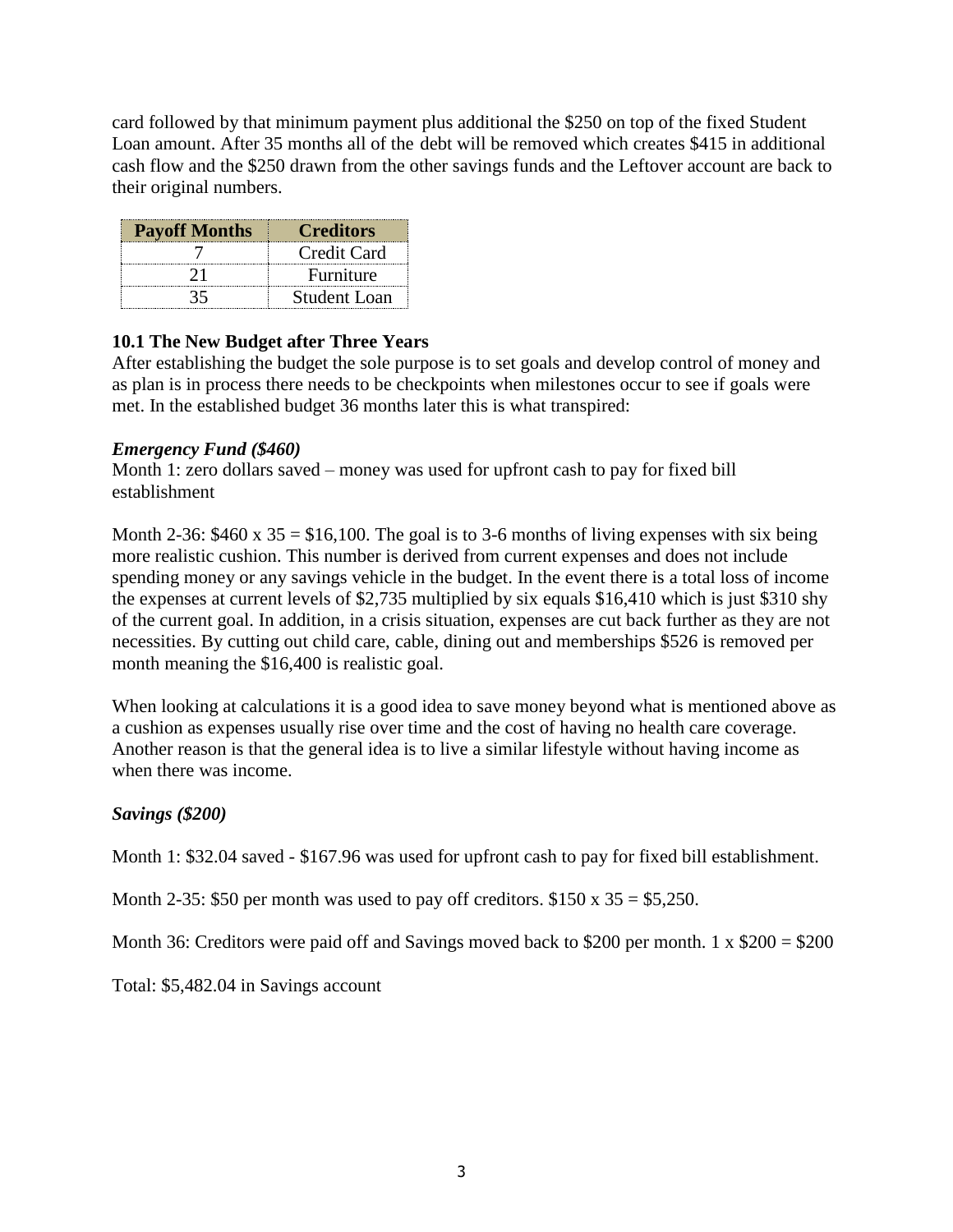card followed by that minimum payment plus additional the $250 on top of the fixed Student Loan amount. After 35 months all of the debt will be removed which creates $415 in additional cash flow and the $250 drawn from the other savings funds and the Leftover account are back to their original numbers.

| Payoff Months | Creditors |
|---|---|
| 7 | Credit Card |
| 21 | Furniture |
| 35 | Student Loan |

### 10.1 The New Budget after Three Years

After establishing the budget the sole purpose is to set goals and develop control of money and as plan is in process there needs to be checkpoints when milestones occur to see if goals were met. In the established budget 36 months later this is what transpired:

***Emergency Fund ($460)***

Month 1: zero dollars saved – money was used for upfront cash to pay for fixed bill establishment

Month 2-36: $460 x 35 = $16,100. The goal is to 3-6 months of living expenses with six being more realistic cushion. This number is derived from current expenses and does not include spending money or any savings vehicle in the budget. In the event there is a total loss of income the expenses at current levels of $2,735 multiplied by six equals $16,410 which is just $310 shy of the current goal. In addition, in a crisis situation, expenses are cut back further as they are not necessities. By cutting out child care, cable, dining out and memberships $526 is removed per month meaning the $16,400 is realistic goal.

When looking at calculations it is a good idea to save money beyond what is mentioned above as a cushion as expenses usually rise over time and the cost of having no health care coverage. Another reason is that the general idea is to live a similar lifestyle without having income as when there was income.

***Savings ($200)***

Month 1: $32.04 saved - $167.96 was used for upfront cash to pay for fixed bill establishment.

Month 2-35: $50 per month was used to pay off creditors. $150 x 35 = $5,250.

Month 36: Creditors were paid off and Savings moved back to $200 per month. 1 x $200 = $200

Total: $5,482.04 in Savings account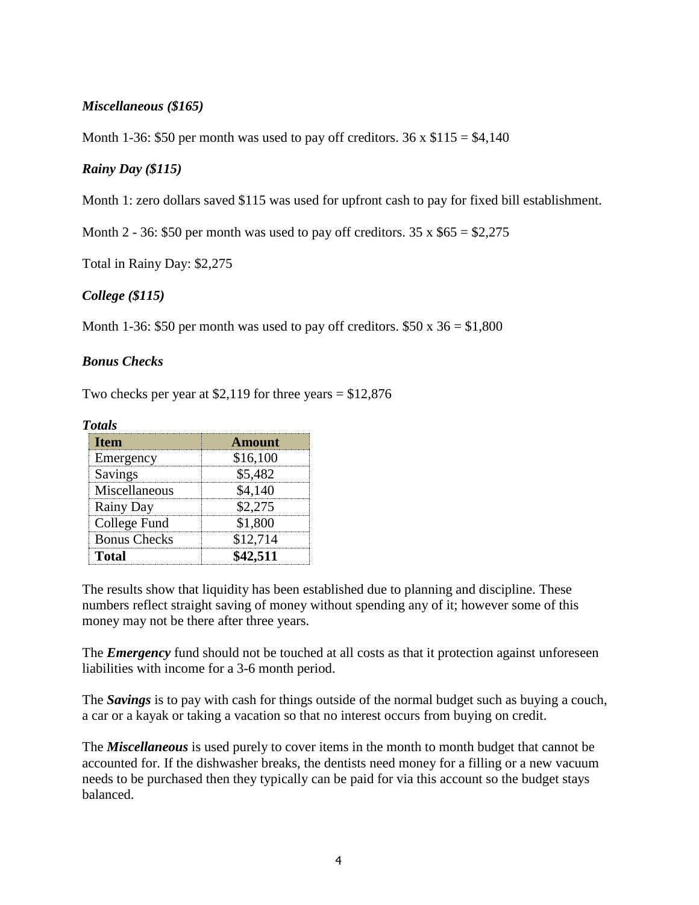***Miscellaneous ($165)***

Month 1-36: $50 per month was used to pay off creditors. 36 x $115 = $4,140

***Rainy Day ($115)***

Month 1: zero dollars saved $115 was used for upfront cash to pay for fixed bill establishment.

Month 2 - 36: $50 per month was used to pay off creditors. 35 x $65 = $2,275

Total in Rainy Day: $2,275

***College ($115)***

Month 1-36: $50 per month was used to pay off creditors. $50 x 36 = $1,800

***Bonus Checks***

Two checks per year at $2,119 for three years = $12,876

***Totals***

| Item | Amount |
|---|---|
| Emergency | $16,100 |
| Savings | $5,482 |
| Miscellaneous | $4,140 |
| Rainy Day | $2,275 |
| College Fund | $1,800 |
| Bonus Checks | $12,714 |
| **Total** | **$42,511** |

The results show that liquidity has been established due to planning and discipline. These numbers reflect straight saving of money without spending any of it; however some of this money may not be there after three years.

The ***Emergency*** fund should not be touched at all costs as that it protection against unforeseen liabilities with income for a 3-6 month period.

The ***Savings*** is to pay with cash for things outside of the normal budget such as buying a couch, a car or a kayak or taking a vacation so that no interest occurs from buying on credit.

The ***Miscellaneous*** is used purely to cover items in the month to month budget that cannot be accounted for. If the dishwasher breaks, the dentists need money for a filling or a new vacuum needs to be purchased then they typically can be paid for via this account so the budget stays balanced.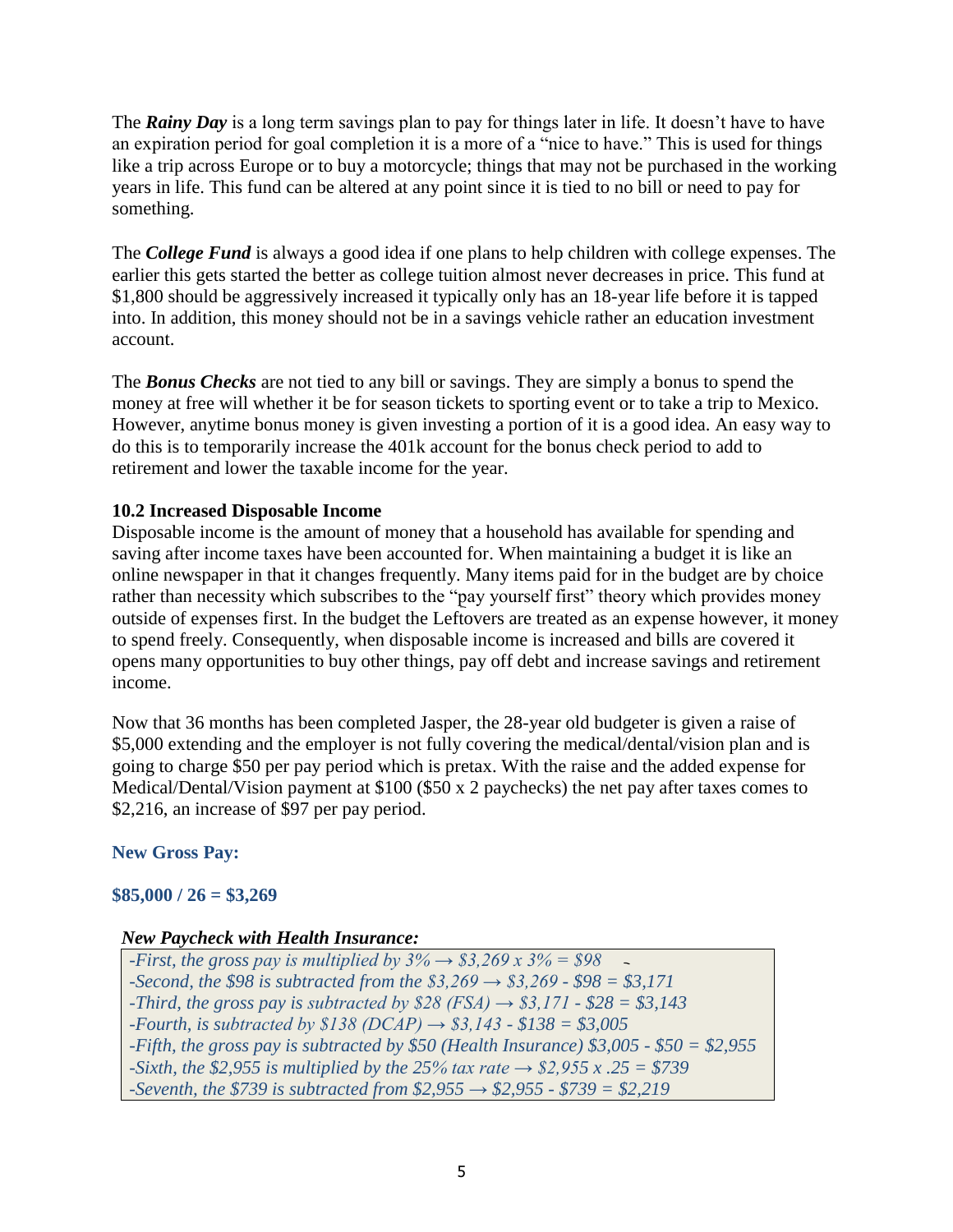The ***Rainy Day*** is a long term savings plan to pay for things later in life. It doesn't have to have an expiration period for goal completion it is a more of a "nice to have." This is used for things like a trip across Europe or to buy a motorcycle; things that may not be purchased in the working years in life. This fund can be altered at any point since it is tied to no bill or need to pay for something.

The ***College Fund*** is always a good idea if one plans to help children with college expenses. The earlier this gets started the better as college tuition almost never decreases in price. This fund at $1,800 should be aggressively increased it typically only has an 18-year life before it is tapped into. In addition, this money should not be in a savings vehicle rather an education investment account.

The ***Bonus Checks*** are not tied to any bill or savings. They are simply a bonus to spend the money at free will whether it be for season tickets to sporting event or to take a trip to Mexico. However, anytime bonus money is given investing a portion of it is a good idea. An easy way to do this is to temporarily increase the 401k account for the bonus check period to add to retirement and lower the taxable income for the year.

**10.2 Increased Disposable Income**

Disposable income is the amount of money that a household has available for spending and saving after income taxes have been accounted for. When maintaining a budget it is like an online newspaper in that it changes frequently. Many items paid for in the budget are by choice rather than necessity which subscribes to the "pay yourself first" theory which provides money outside of expenses first. In the budget the Leftovers are treated as an expense however, it money to spend freely. Consequently, when disposable income is increased and bills are covered it opens many opportunities to buy other things, pay off debt and increase savings and retirement income.

Now that 36 months has been completed Jasper, the 28-year old budgeter is given a raise of $5,000 extending and the employer is not fully covering the medical/dental/vision plan and is going to charge $50 per pay period which is pretax. With the raise and the added expense for Medical/Dental/Vision payment at $100 ($50 x 2 paychecks) the net pay after taxes comes to $2,216, an increase of $97 per pay period.

**New Gross Pay:**

**$85,000 / 26 = $3,269**

***New Paycheck with Health Insurance:***

*-First, the gross pay is multiplied by 3% → $3,269 x 3% = $98*
*-Second, the $98 is subtracted from the $3,269 → $3,269 - $98 = $3,171*
*-Third, the gross pay is subtracted by $28 (FSA) → $3,171 - $28 = $3,143*
*-Fourth, is subtracted by $138 (DCAP) → $3,143 - $138 = $3,005*
*-Fifth, the gross pay is subtracted by $50 (Health Insurance) $3,005 - $50 = $2,955*
*-Sixth, the $2,955 is multiplied by the 25% tax rate → $2,955 x .25 = $739*
*-Seventh, the $739 is subtracted from $2,955 → $2,955 - $739 = $2,219*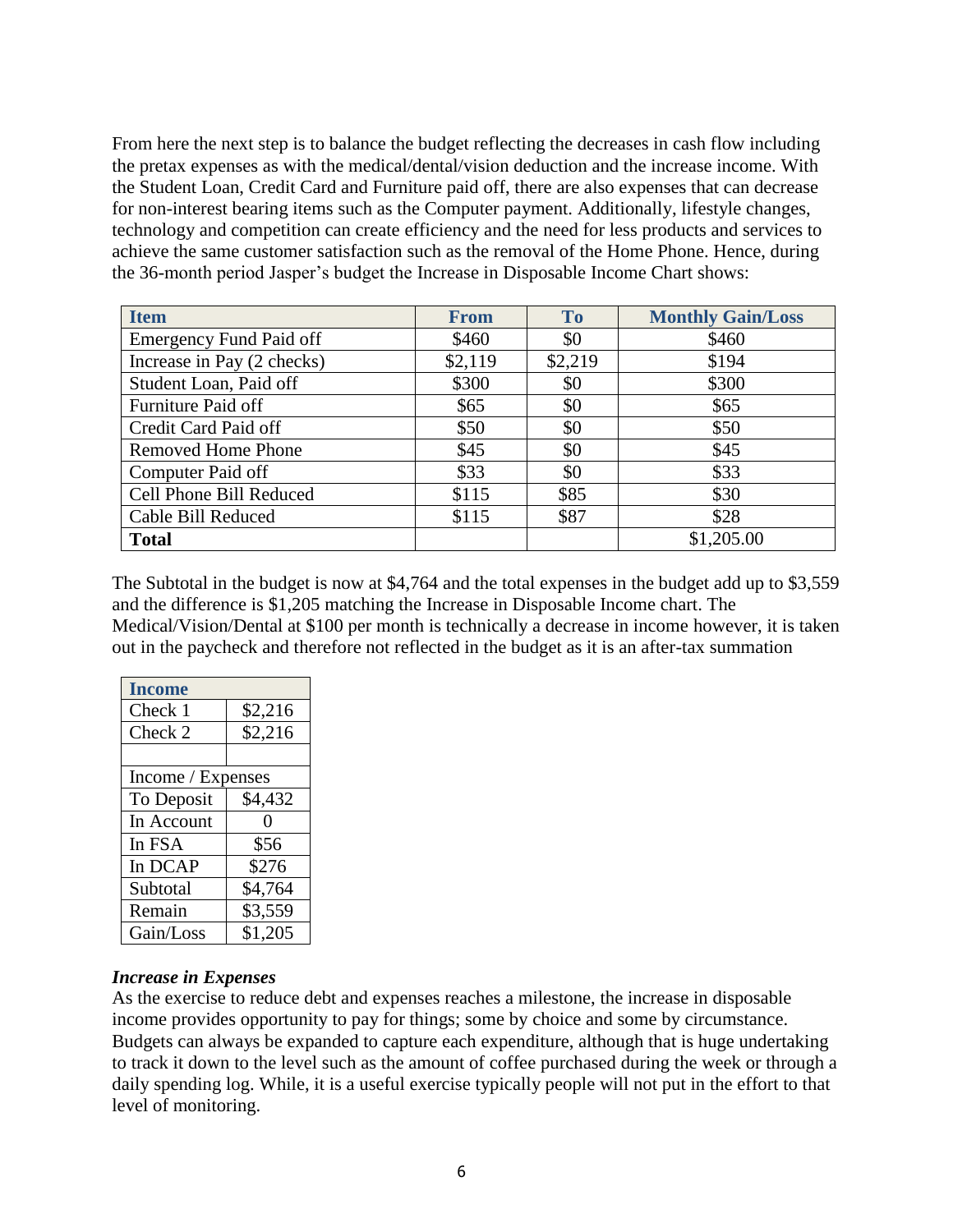From here the next step is to balance the budget reflecting the decreases in cash flow including the pretax expenses as with the medical/dental/vision deduction and the increase income. With the Student Loan, Credit Card and Furniture paid off, there are also expenses that can decrease for non-interest bearing items such as the Computer payment. Additionally, lifestyle changes, technology and competition can create efficiency and the need for less products and services to achieve the same customer satisfaction such as the removal of the Home Phone. Hence, during the 36-month period Jasper's budget the Increase in Disposable Income Chart shows:

| Item | From | To | Monthly Gain/Loss |
|---|---|---|---|
| Emergency Fund Paid off | \$460 | \$0 | \$460 |
| Increase in Pay (2 checks) | \$2,119 | \$2,219 | \$194 |
| Student Loan, Paid off | \$300 | \$0 | \$300 |
| Furniture Paid off | \$65 | \$0 | \$65 |
| Credit Card Paid off | \$50 | \$0 | \$50 |
| Removed Home Phone | \$45 | \$0 | \$45 |
| Computer Paid off | \$33 | \$0 | \$33 |
| Cell Phone Bill Reduced | \$115 | \$85 | \$30 |
| Cable Bill Reduced | \$115 | \$87 | \$28 |
| **Total** | | | \$1,205.00 |

The Subtotal in the budget is now at \$4,764 and the total expenses in the budget add up to \$3,559 and the difference is \$1,205 matching the Increase in Disposable Income chart. The Medical/Vision/Dental at \$100 per month is technically a decrease in income however, it is taken out in the paycheck and therefore not reflected in the budget as it is an after-tax summation

| Income | |
|---|---|
| Check 1 | \$2,216 |
| Check 2 | \$2,216 |
| | |
| Income / Expenses | |
| To Deposit | \$4,432 |
| In Account | 0 |
| In FSA | \$56 |
| In DCAP | \$276 |
| Subtotal | \$4,764 |
| Remain | \$3,559 |
| Gain/Loss | \$1,205 |

### *Increase in Expenses*

As the exercise to reduce debt and expenses reaches a milestone, the increase in disposable income provides opportunity to pay for things; some by choice and some by circumstance. Budgets can always be expanded to capture each expenditure, although that is huge undertaking to track it down to the level such as the amount of coffee purchased during the week or through a daily spending log. While, it is a useful exercise typically people will not put in the effort to that level of monitoring.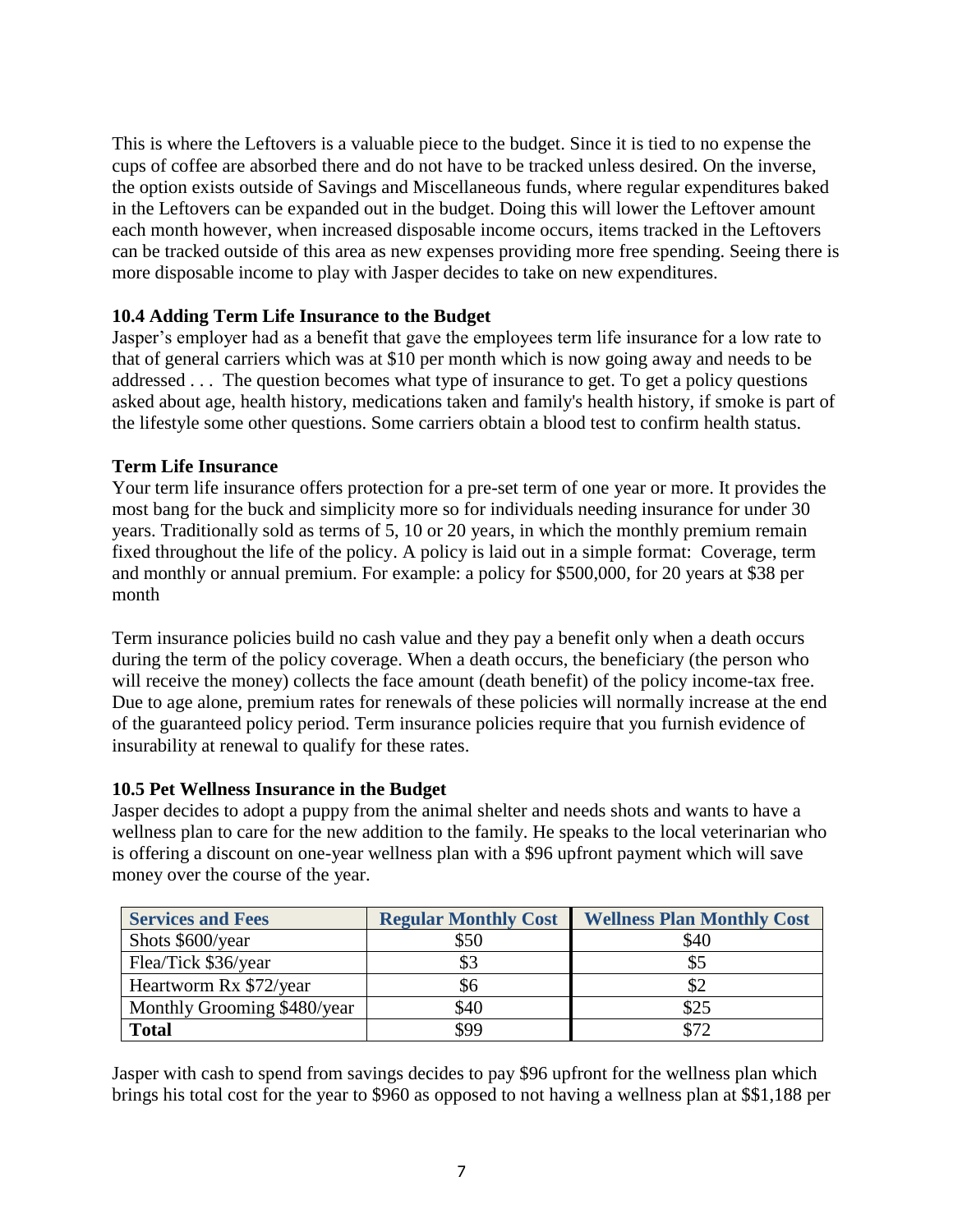This is where the Leftovers is a valuable piece to the budget. Since it is tied to no expense the cups of coffee are absorbed there and do not have to be tracked unless desired. On the inverse, the option exists outside of Savings and Miscellaneous funds, where regular expenditures baked in the Leftovers can be expanded out in the budget. Doing this will lower the Leftover amount each month however, when increased disposable income occurs, items tracked in the Leftovers can be tracked outside of this area as new expenses providing more free spending. Seeing there is more disposable income to play with Jasper decides to take on new expenditures.

### 10.4 Adding Term Life Insurance to the Budget

Jasper's employer had as a benefit that gave the employees term life insurance for a low rate to that of general carriers which was at $10 per month which is now going away and needs to be addressed . . . The question becomes what type of insurance to get. To get a policy questions asked about age, health history, medications taken and family's health history, if smoke is part of the lifestyle some other questions. Some carriers obtain a blood test to confirm health status.

### Term Life Insurance

Your term life insurance offers protection for a pre-set term of one year or more. It provides the most bang for the buck and simplicity more so for individuals needing insurance for under 30 years. Traditionally sold as terms of 5, 10 or 20 years, in which the monthly premium remain fixed throughout the life of the policy. A policy is laid out in a simple format: Coverage, term and monthly or annual premium. For example: a policy for $500,000, for 20 years at $38 per month

Term insurance policies build no cash value and they pay a benefit only when a death occurs during the term of the policy coverage. When a death occurs, the beneficiary (the person who will receive the money) collects the face amount (death benefit) of the policy income-tax free. Due to age alone, premium rates for renewals of these policies will normally increase at the end of the guaranteed policy period. Term insurance policies require that you furnish evidence of insurability at renewal to qualify for these rates.

### 10.5 Pet Wellness Insurance in the Budget

Jasper decides to adopt a puppy from the animal shelter and needs shots and wants to have a wellness plan to care for the new addition to the family. He speaks to the local veterinarian who is offering a discount on one-year wellness plan with a $96 upfront payment which will save money over the course of the year.

| Services and Fees | Regular Monthly Cost | Wellness Plan Monthly Cost |
|---|---|---|
| Shots $600/year | $50 | $40 |
| Flea/Tick $36/year | $3 | $5 |
| Heartworm Rx $72/year | $6 | $2 |
| Monthly Grooming $480/year | $40 | $25 |
| **Total** | $99 | $72 |

Jasper with cash to spend from savings decides to pay $96 upfront for the wellness plan which brings his total cost for the year to $960 as opposed to not having a wellness plan at $$1,188 per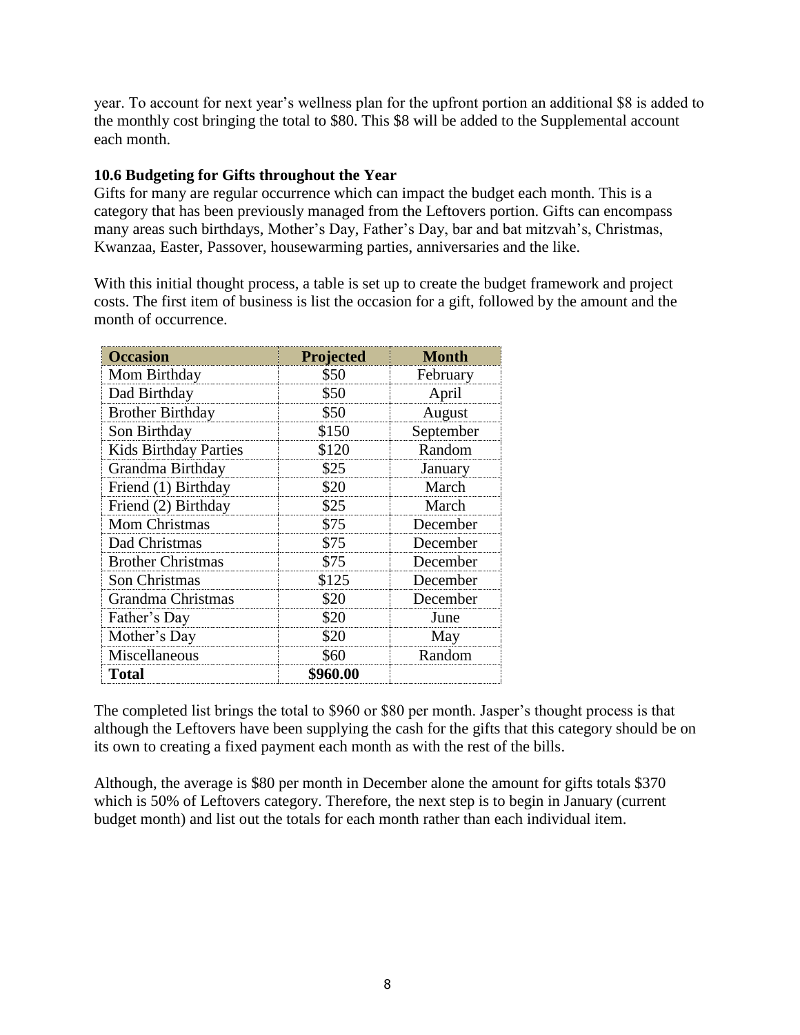year. To account for next year's wellness plan for the upfront portion an additional $8 is added to the monthly cost bringing the total to $80. This $8 will be added to the Supplemental account each month.

### 10.6 Budgeting for Gifts throughout the Year

Gifts for many are regular occurrence which can impact the budget each month. This is a category that has been previously managed from the Leftovers portion. Gifts can encompass many areas such birthdays, Mother's Day, Father's Day, bar and bat mitzvah's, Christmas, Kwanzaa, Easter, Passover, housewarming parties, anniversaries and the like.

With this initial thought process, a table is set up to create the budget framework and project costs. The first item of business is list the occasion for a gift, followed by the amount and the month of occurrence.

| Occasion | Projected | Month |
|---|---|---|
| Mom Birthday | $50 | February |
| Dad Birthday | $50 | April |
| Brother Birthday | $50 | August |
| Son Birthday | $150 | September |
| Kids Birthday Parties | $120 | Random |
| Grandma Birthday | $25 | January |
| Friend (1) Birthday | $20 | March |
| Friend (2) Birthday | $25 | March |
| Mom Christmas | $75 | December |
| Dad Christmas | $75 | December |
| Brother Christmas | $75 | December |
| Son Christmas | $125 | December |
| Grandma Christmas | $20 | December |
| Father's Day | $20 | June |
| Mother's Day | $20 | May |
| Miscellaneous | $60 | Random |
| **Total** | **$960.00** | |

The completed list brings the total to $960 or $80 per month. Jasper's thought process is that although the Leftovers have been supplying the cash for the gifts that this category should be on its own to creating a fixed payment each month as with the rest of the bills.

Although, the average is $80 per month in December alone the amount for gifts totals $370 which is 50% of Leftovers category. Therefore, the next step is to begin in January (current budget month) and list out the totals for each month rather than each individual item.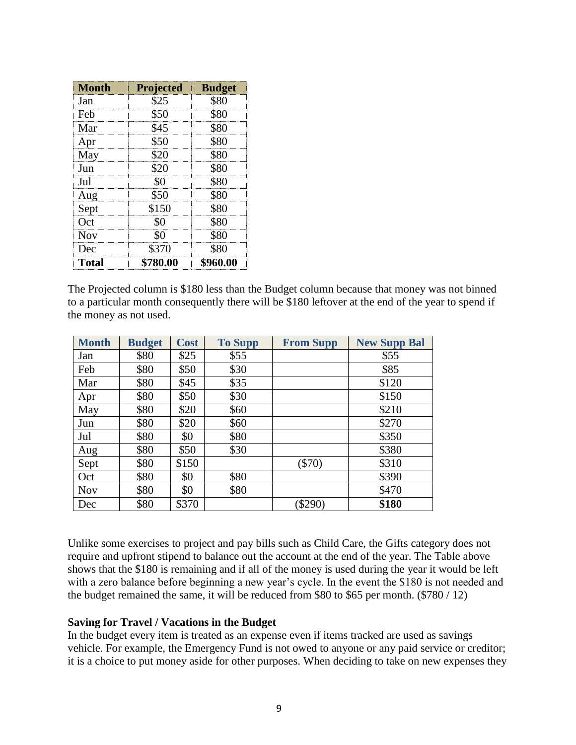| Month | Projected | Budget |
|---|---|---|
| Jan | $25 | $80 |
| Feb | $50 | $80 |
| Mar | $45 | $80 |
| Apr | $50 | $80 |
| May | $20 | $80 |
| Jun | $20 | $80 |
| Jul | $0 | $80 |
| Aug | $50 | $80 |
| Sept | $150 | $80 |
| Oct | $0 | $80 |
| Nov | $0 | $80 |
| Dec | $370 | $80 |
| **Total** | **$780.00** | **$960.00** |

The Projected column is $180 less than the Budget column because that money was not binned to a particular month consequently there will be $180 leftover at the end of the year to spend if the money as not used.

| Month | Budget | Cost | To Supp | From Supp | New Supp Bal |
|---|---|---|---|---|---|
| Jan | $80 | $25 | $55 | | $55 |
| Feb | $80 | $50 | $30 | | $85 |
| Mar | $80 | $45 | $35 | | $120 |
| Apr | $80 | $50 | $30 | | $150 |
| May | $80 | $20 | $60 | | $210 |
| Jun | $80 | $20 | $60 | | $270 |
| Jul | $80 | $0 | $80 | | $350 |
| Aug | $80 | $50 | $30 | | $380 |
| Sept | $80 | $150 | | ($70) | $310 |
| Oct | $80 | $0 | $80 | | $390 |
| Nov | $80 | $0 | $80 | | $470 |
| Dec | $80 | $370 | | ($290) | **$180** |

Unlike some exercises to project and pay bills such as Child Care, the Gifts category does not require and upfront stipend to balance out the account at the end of the year. The Table above shows that the $180 is remaining and if all of the money is used during the year it would be left with a zero balance before beginning a new year's cycle. In the event the $180 is not needed and the budget remained the same, it will be reduced from $80 to $65 per month. ($780 / 12)

**Saving for Travel / Vacations in the Budget**

In the budget every item is treated as an expense even if items tracked are used as savings vehicle. For example, the Emergency Fund is not owed to anyone or any paid service or creditor; it is a choice to put money aside for other purposes. When deciding to take on new expenses they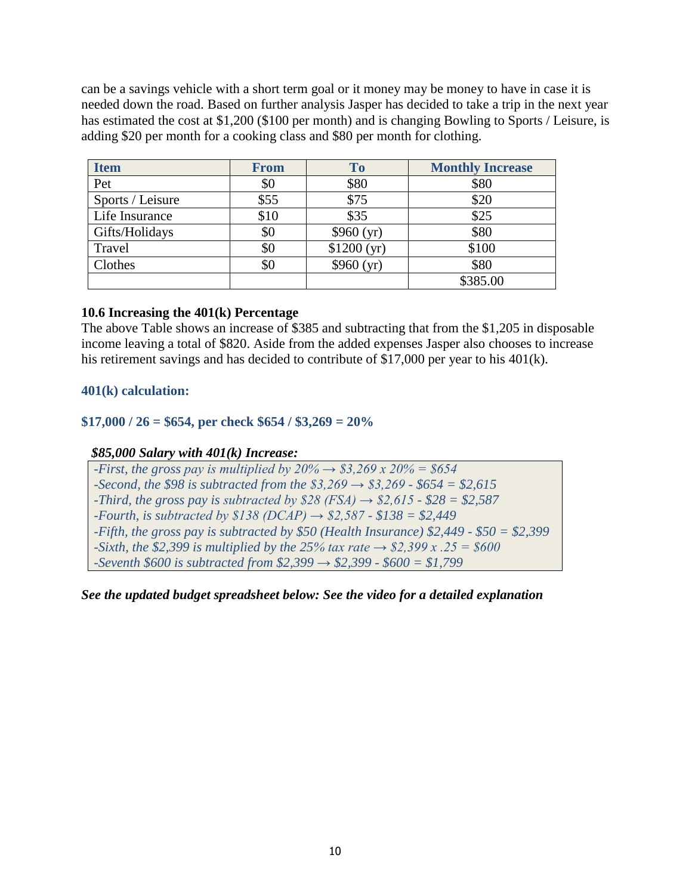can be a savings vehicle with a short term goal or it money may be money to have in case it is needed down the road. Based on further analysis Jasper has decided to take a trip in the next year has estimated the cost at $1,200 ($100 per month) and is changing Bowling to Sports / Leisure, is adding $20 per month for a cooking class and $80 per month for clothing.

| Item | From | To | Monthly Increase |
|---|---|---|---|
| Pet | $0 | $80 | $80 |
| Sports / Leisure | $55 | $75 | $20 |
| Life Insurance | $10 | $35 | $25 |
| Gifts/Holidays | $0 | $960 (yr) | $80 |
| Travel | $0 | $1200 (yr) | $100 |
| Clothes | $0 | $960 (yr) | $80 |
| | | | $385.00 |

### 10.6 Increasing the 401(k) Percentage

The above Table shows an increase of $385 and subtracting that from the $1,205 in disposable income leaving a total of $820. Aside from the added expenses Jasper also chooses to increase his retirement savings and has decided to contribute of $17,000 per year to his 401(k).

**401(k) calculation:**

**$17,000 / 26 = $654, per check $654 / $3,269 = 20%**

***$85,000 Salary with 401(k) Increase:***

*-First, the gross pay is multiplied by 20% → $3,269 x 20% = $654*
*-Second, the $98 is subtracted from the $3,269 → $3,269 - $654 = $2,615*
*-Third, the gross pay is subtracted by $28 (FSA) → $2,615 - $28 = $2,587*
*-Fourth, is subtracted by $138 (DCAP) → $2,587 - $138 = $2,449*
*-Fifth, the gross pay is subtracted by $50 (Health Insurance) $2,449 - $50 = $2,399*
*-Sixth, the $2,399 is multiplied by the 25% tax rate → $2,399 x .25 = $600*
*-Seventh $600 is subtracted from $2,399 → $2,399 - $600 = $1,799*

***See the updated budget spreadsheet below: See the video for a detailed explanation***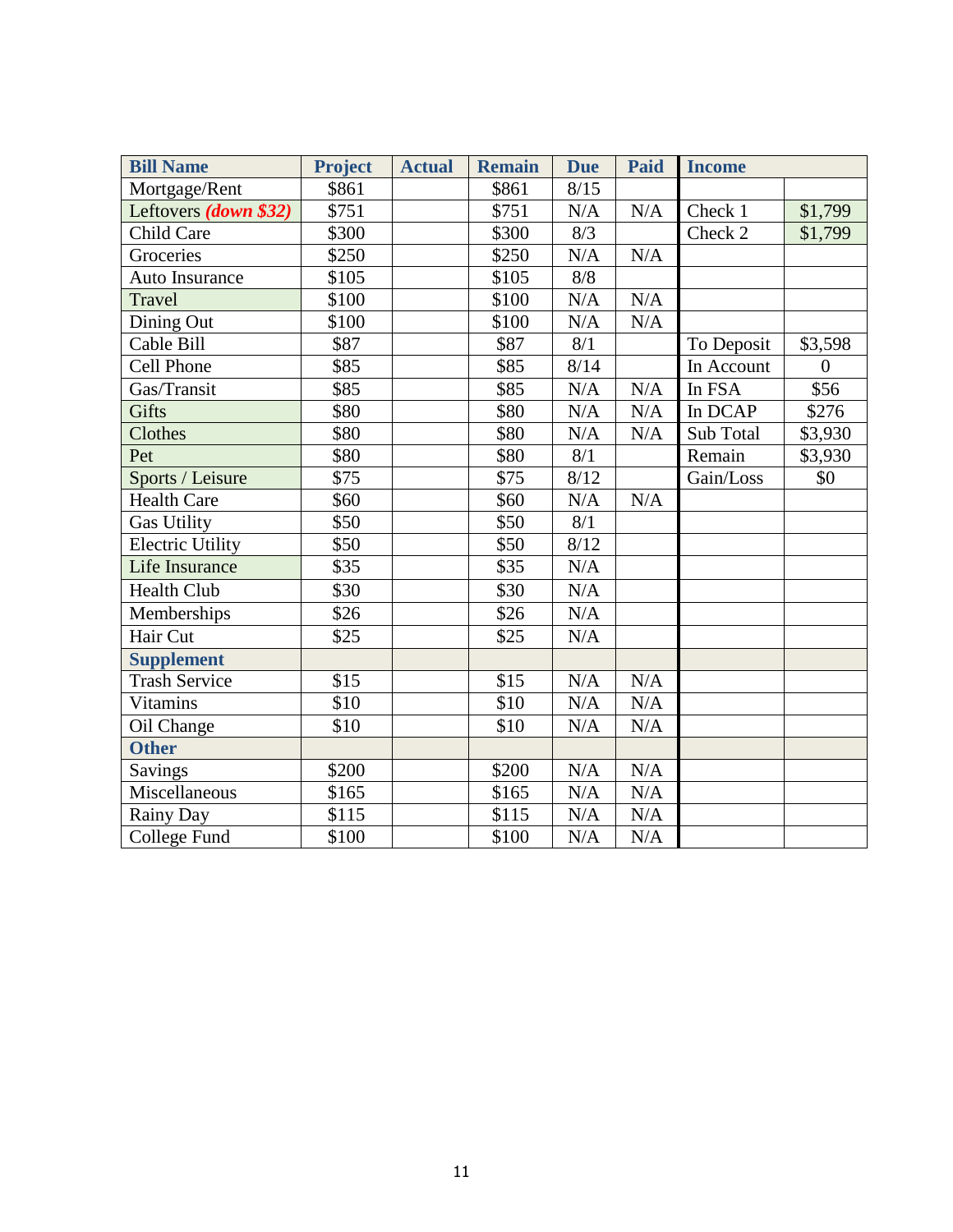| Bill Name | Project | Actual | Remain | Due | Paid | Income | |
|---|---|---|---|---|---|---|---|
| Mortgage/Rent | $861 | | $861 | 8/15 | | | |
| Leftovers ***(down $32)*** | $751 | | $751 | N/A | N/A | Check 1 | $1,799 |
| Child Care | $300 | | $300 | 8/3 | | Check 2 | $1,799 |
| Groceries | $250 | | $250 | N/A | N/A | | |
| Auto Insurance | $105 | | $105 | 8/8 | | | |
| Travel | $100 | | $100 | N/A | N/A | | |
| Dining Out | $100 | | $100 | N/A | N/A | | |
| Cable Bill | $87 | | $87 | 8/1 | | To Deposit | $3,598 |
| Cell Phone | $85 | | $85 | 8/14 | | In Account | 0 |
| Gas/Transit | $85 | | $85 | N/A | N/A | In FSA | $56 |
| Gifts | $80 | | $80 | N/A | N/A | In DCAP | $276 |
| Clothes | $80 | | $80 | N/A | N/A | Sub Total | $3,930 |
| Pet | $80 | | $80 | 8/1 | | Remain | $3,930 |
| Sports / Leisure | $75 | | $75 | 8/12 | | Gain/Loss | $0 |
| Health Care | $60 | | $60 | N/A | N/A | | |
| Gas Utility | $50 | | $50 | 8/1 | | | |
| Electric Utility | $50 | | $50 | 8/12 | | | |
| Life Insurance | $35 | | $35 | N/A | | | |
| Health Club | $30 | | $30 | N/A | | | |
| Memberships | $26 | | $26 | N/A | | | |
| Hair Cut | $25 | | $25 | N/A | | | |
| **Supplement** | | | | | | | |
| Trash Service | $15 | | $15 | N/A | N/A | | |
| Vitamins | $10 | | $10 | N/A | N/A | | |
| Oil Change | $10 | | $10 | N/A | N/A | | |
| **Other** | | | | | | | |
| Savings | $200 | | $200 | N/A | N/A | | |
| Miscellaneous | $165 | | $165 | N/A | N/A | | |
| Rainy Day | $115 | | $115 | N/A | N/A | | |
| College Fund | $100 | | $100 | N/A | N/A | | |